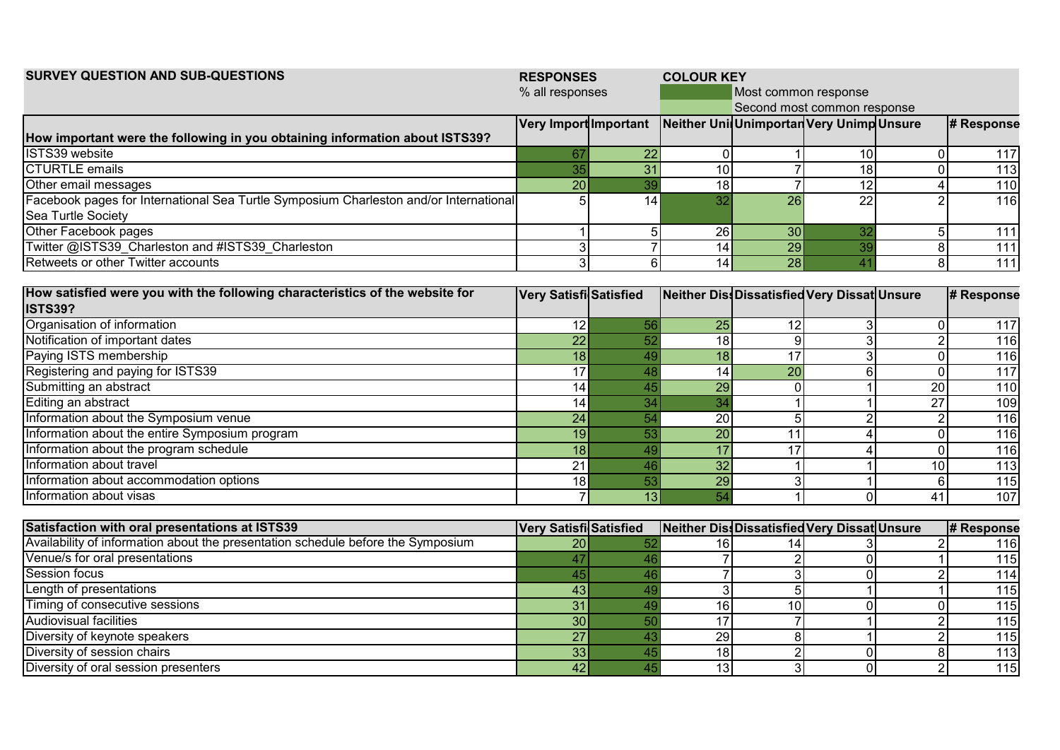| SURVEY QUESTION AND SUB-QUESTIONS | RESPONSES | | COLOUR KEY | | | | |
|---|---|---|---|---|---|---|---|
| | % all responses | | (dark green) | Most common response | | | |
| | | | (light green) | Second most common response | | | |

| How important were the following in you obtaining information about ISTS39? | Very Import | Important | Neither Uni | Unimportan | Very Unimp | Unsure | # Response |
|---|---|---|---|---|---|---|---|
| ISTS39 website | 67 | 22 | 0 | 1 | 10 | 0 | 117 |
| CTURTLE emails | 35 | 31 | 10 | 7 | 18 | 0 | 113 |
| Other email messages | 20 | 39 | 18 | 7 | 12 | 4 | 110 |
| Facebook pages for International Sea Turtle Symposium Charleston and/or International Sea Turtle Society | 5 | 14 | 32 | 26 | 22 | 2 | 116 |
| Other Facebook pages | 1 | 5 | 26 | 30 | 32 | 5 | 111 |
| Twitter @ISTS39_Charleston and #ISTS39_Charleston | 3 | 7 | 14 | 29 | 39 | 8 | 111 |
| Retweets or other Twitter accounts | 3 | 6 | 14 | 28 | 41 | 8 | 111 |

| How satisfied were you with the following characteristics of the website for ISTS39? | Very Satisfi | Satisfied | Neither Dis | Dissatisfied | Very Dissat | Unsure | # Response |
|---|---|---|---|---|---|---|---|
| Organisation of information | 12 | 56 | 25 | 12 | 3 | 0 | 117 |
| Notification of important dates | 22 | 52 | 18 | 9 | 3 | 2 | 116 |
| Paying ISTS membership | 18 | 49 | 18 | 17 | 3 | 0 | 116 |
| Registering and paying for ISTS39 | 17 | 48 | 14 | 20 | 6 | 0 | 117 |
| Submitting an abstract | 14 | 45 | 29 | 0 | 1 | 20 | 110 |
| Editing an abstract | 14 | 34 | 34 | 1 | 1 | 27 | 109 |
| Information about the Symposium venue | 24 | 54 | 20 | 5 | 2 | 2 | 116 |
| Information about the entire Symposium program | 19 | 53 | 20 | 11 | 4 | 0 | 116 |
| Information about the program schedule | 18 | 49 | 17 | 17 | 4 | 0 | 116 |
| Information about travel | 21 | 46 | 32 | 1 | 1 | 10 | 113 |
| Information about accommodation options | 18 | 53 | 29 | 3 | 1 | 6 | 115 |
| Information about visas | 7 | 13 | 54 | 1 | 0 | 41 | 107 |

| Satisfaction with oral presentations at ISTS39 | Very Satisfi | Satisfied | Neither Dis | Dissatisfied | Very Dissat | Unsure | # Response |
|---|---|---|---|---|---|---|---|
| Availability of information about the presentation schedule before the Symposium | 20 | 52 | 16 | 14 | 3 | 2 | 116 |
| Venue/s for oral presentations | 47 | 46 | 7 | 2 | 0 | 1 | 115 |
| Session focus | 45 | 46 | 7 | 3 | 0 | 2 | 114 |
| Length of presentations | 43 | 49 | 3 | 5 | 1 | 1 | 115 |
| Timing of consecutive sessions | 31 | 49 | 16 | 10 | 0 | 0 | 115 |
| Audiovisual facilities | 30 | 50 | 17 | 7 | 1 | 2 | 115 |
| Diversity of keynote speakers | 27 | 43 | 29 | 8 | 1 | 2 | 115 |
| Diversity of session chairs | 33 | 45 | 18 | 2 | 0 | 8 | 113 |
| Diversity of oral session presenters | 42 | 45 | 13 | 3 | 0 | 2 | 115 |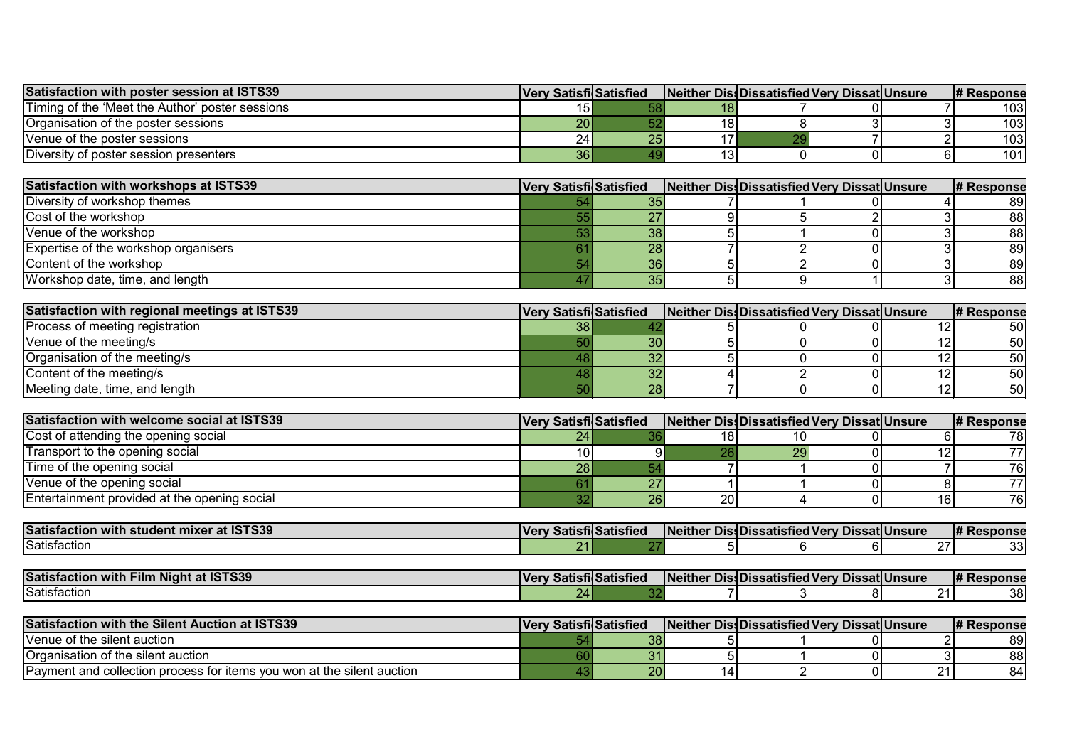| Satisfaction with poster session at ISTS39 | Very Satisfi | Satisfied | Neither Dis | Dissatisfied | Very Dissat | Unsure | # Response |
|---|---|---|---|---|---|---|---|
| Timing of the 'Meet the Author' poster sessions | 15 | 58 | 18 | 7 | 0 | 7 | 103 |
| Organisation of the poster sessions | 20 | 52 | 18 | 8 | 3 | 3 | 103 |
| Venue of the poster sessions | 24 | 25 | 17 | 29 | 7 | 2 | 103 |
| Diversity of poster session presenters | 36 | 49 | 13 | 0 | 0 | 6 | 101 |

| Satisfaction with workshops at ISTS39 | Very Satisfi | Satisfied | Neither Dis | Dissatisfied | Very Dissat | Unsure | # Response |
|---|---|---|---|---|---|---|---|
| Diversity of workshop themes | 54 | 35 | 7 | 1 | 0 | 4 | 89 |
| Cost of the workshop | 55 | 27 | 9 | 5 | 2 | 3 | 88 |
| Venue of the workshop | 53 | 38 | 5 | 1 | 0 | 3 | 88 |
| Expertise of the workshop organisers | 61 | 28 | 7 | 2 | 0 | 3 | 89 |
| Content of the workshop | 54 | 36 | 5 | 2 | 0 | 3 | 89 |
| Workshop date, time, and length | 47 | 35 | 5 | 9 | 1 | 3 | 88 |

| Satisfaction with regional meetings at ISTS39 | Very Satisfi | Satisfied | Neither Dis | Dissatisfied | Very Dissat | Unsure | # Response |
|---|---|---|---|---|---|---|---|
| Process of meeting registration | 38 | 42 | 5 | 0 | 0 | 12 | 50 |
| Venue of the meeting/s | 50 | 30 | 5 | 0 | 0 | 12 | 50 |
| Organisation of the meeting/s | 48 | 32 | 5 | 0 | 0 | 12 | 50 |
| Content of the meeting/s | 48 | 32 | 4 | 2 | 0 | 12 | 50 |
| Meeting date, time, and length | 50 | 28 | 7 | 0 | 0 | 12 | 50 |

| Satisfaction with welcome social at ISTS39 | Very Satisfi | Satisfied | Neither Dis | Dissatisfied | Very Dissat | Unsure | # Response |
|---|---|---|---|---|---|---|---|
| Cost of attending the opening social | 24 | 36 | 18 | 10 | 0 | 6 | 78 |
| Transport to the opening social | 10 | 9 | 26 | 29 | 0 | 12 | 77 |
| Time of the opening social | 28 | 54 | 7 | 1 | 0 | 7 | 76 |
| Venue of the opening social | 61 | 27 | 1 | 1 | 0 | 8 | 77 |
| Entertainment provided at the opening social | 32 | 26 | 20 | 4 | 0 | 16 | 76 |

| Satisfaction with student mixer at ISTS39 | Very Satisfi | Satisfied | Neither Dis | Dissatisfied | Very Dissat | Unsure | # Response |
|---|---|---|---|---|---|---|---|
| Satisfaction | 21 | 27 | 5 | 6 | 6 | 27 | 33 |

| Satisfaction with Film Night at ISTS39 | Very Satisfi | Satisfied | Neither Dis | Dissatisfied | Very Dissat | Unsure | # Response |
|---|---|---|---|---|---|---|---|
| Satisfaction | 24 | 32 | 7 | 3 | 8 | 21 | 38 |

| Satisfaction with the Silent Auction at ISTS39 | Very Satisfi | Satisfied | Neither Dis | Dissatisfied | Very Dissat | Unsure | # Response |
|---|---|---|---|---|---|---|---|
| Venue of the silent auction | 54 | 38 | 5 | 1 | 0 | 2 | 89 |
| Organisation of the silent auction | 60 | 31 | 5 | 1 | 0 | 3 | 88 |
| Payment and collection process for items you won at the silent auction | 43 | 20 | 14 | 2 | 0 | 21 | 84 |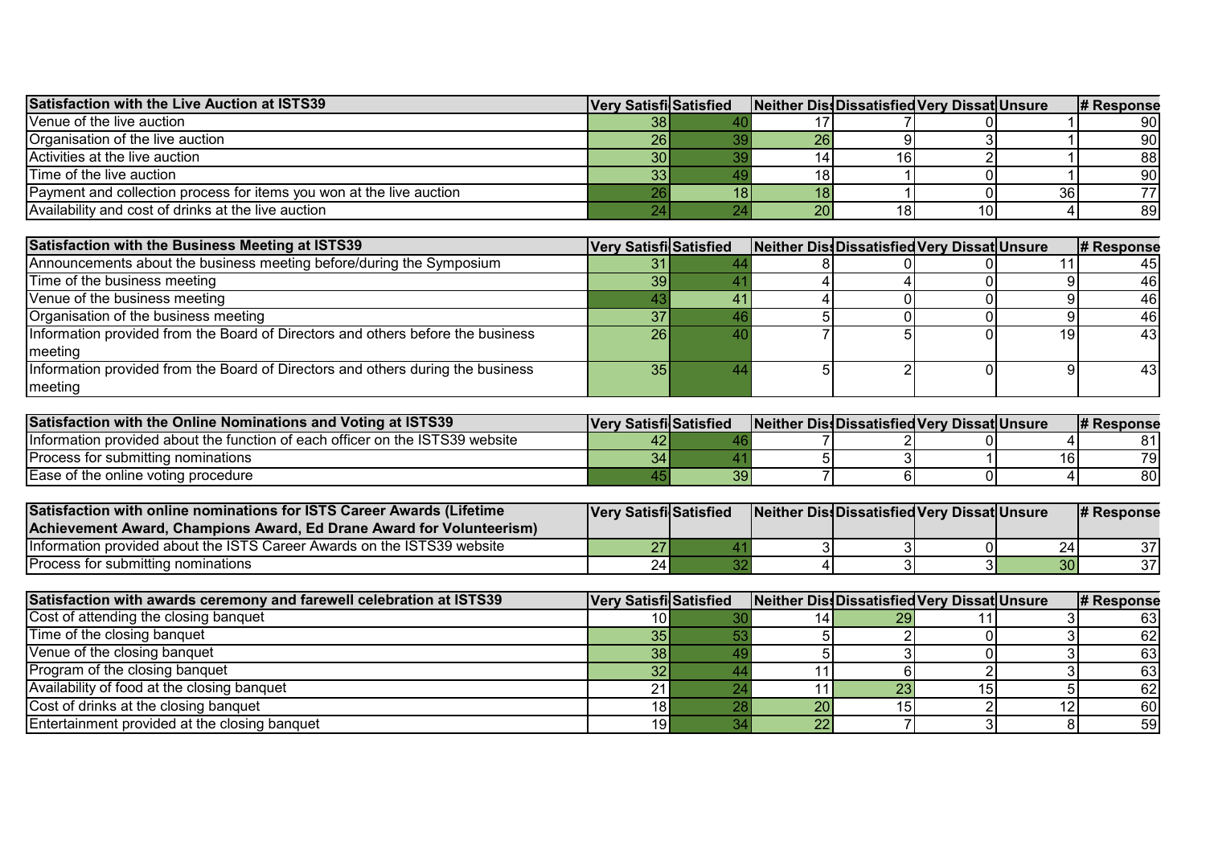| Satisfaction with the Live Auction at ISTS39 | Very Satisfi | Satisfied | Neither Diss | Dissatisfied | Very Dissat | Unsure | # Response |
|---|---|---|---|---|---|---|---|
| Venue of the live auction | 38 | 40 | 17 | 7 | 0 | 1 | 90 |
| Organisation of the live auction | 26 | 39 | 26 | 9 | 3 | 1 | 90 |
| Activities at the live auction | 30 | 39 | 14 | 16 | 2 | 1 | 88 |
| Time of the live auction | 33 | 49 | 18 | 1 | 0 | 1 | 90 |
| Payment and collection process for items you won at the live auction | 26 | 18 | 18 | 1 | 0 | 36 | 77 |
| Availability and cost of drinks at the live auction | 24 | 24 | 20 | 18 | 10 | 4 | 89 |

| Satisfaction with the Business Meeting at ISTS39 | Very Satisfi | Satisfied | Neither Diss | Dissatisfied | Very Dissat | Unsure | # Response |
|---|---|---|---|---|---|---|---|
| Announcements about the business meeting before/during the Symposium | 31 | 44 | 8 | 0 | 0 | 11 | 45 |
| Time of the business meeting | 39 | 41 | 4 | 4 | 0 | 9 | 46 |
| Venue of the business meeting | 43 | 41 | 4 | 0 | 0 | 9 | 46 |
| Organisation of the business meeting | 37 | 46 | 5 | 0 | 0 | 9 | 46 |
| Information provided from the Board of Directors and others before the business meeting | 26 | 40 | 7 | 5 | 0 | 19 | 43 |
| Information provided from the Board of Directors and others during the business meeting | 35 | 44 | 5 | 2 | 0 | 9 | 43 |

| Satisfaction with the Online Nominations and Voting at ISTS39 | Very Satisfi | Satisfied | Neither Diss | Dissatisfied | Very Dissat | Unsure | # Response |
|---|---|---|---|---|---|---|---|
| Information provided about the function of each officer on the ISTS39 website | 42 | 46 | 7 | 2 | 0 | 4 | 81 |
| Process for submitting nominations | 34 | 41 | 5 | 3 | 1 | 16 | 79 |
| Ease of the online voting procedure | 45 | 39 | 7 | 6 | 0 | 4 | 80 |

| Satisfaction with online nominations for ISTS Career Awards (Lifetime Achievement Award, Champions Award, Ed Drane Award for Volunteerism) | Very Satisfi | Satisfied | Neither Diss | Dissatisfied | Very Dissat | Unsure | # Response |
|---|---|---|---|---|---|---|---|
| Information provided about the ISTS Career Awards on the ISTS39 website | 27 | 41 | 3 | 3 | 0 | 24 | 37 |
| Process for submitting nominations | 24 | 32 | 4 | 3 | 3 | 30 | 37 |

| Satisfaction with awards ceremony and farewell celebration at ISTS39 | Very Satisfi | Satisfied | Neither Diss | Dissatisfied | Very Dissat | Unsure | # Response |
|---|---|---|---|---|---|---|---|
| Cost of attending the closing banquet | 10 | 30 | 14 | 29 | 11 | 3 | 63 |
| Time of the closing banquet | 35 | 53 | 5 | 2 | 0 | 3 | 62 |
| Venue of the closing banquet | 38 | 49 | 5 | 3 | 0 | 3 | 63 |
| Program of the closing banquet | 32 | 44 | 11 | 6 | 2 | 3 | 63 |
| Availability of food at the closing banquet | 21 | 24 | 11 | 23 | 15 | 5 | 62 |
| Cost of drinks at the closing banquet | 18 | 28 | 20 | 15 | 2 | 12 | 60 |
| Entertainment provided at the closing banquet | 19 | 34 | 22 | 7 | 3 | 8 | 59 |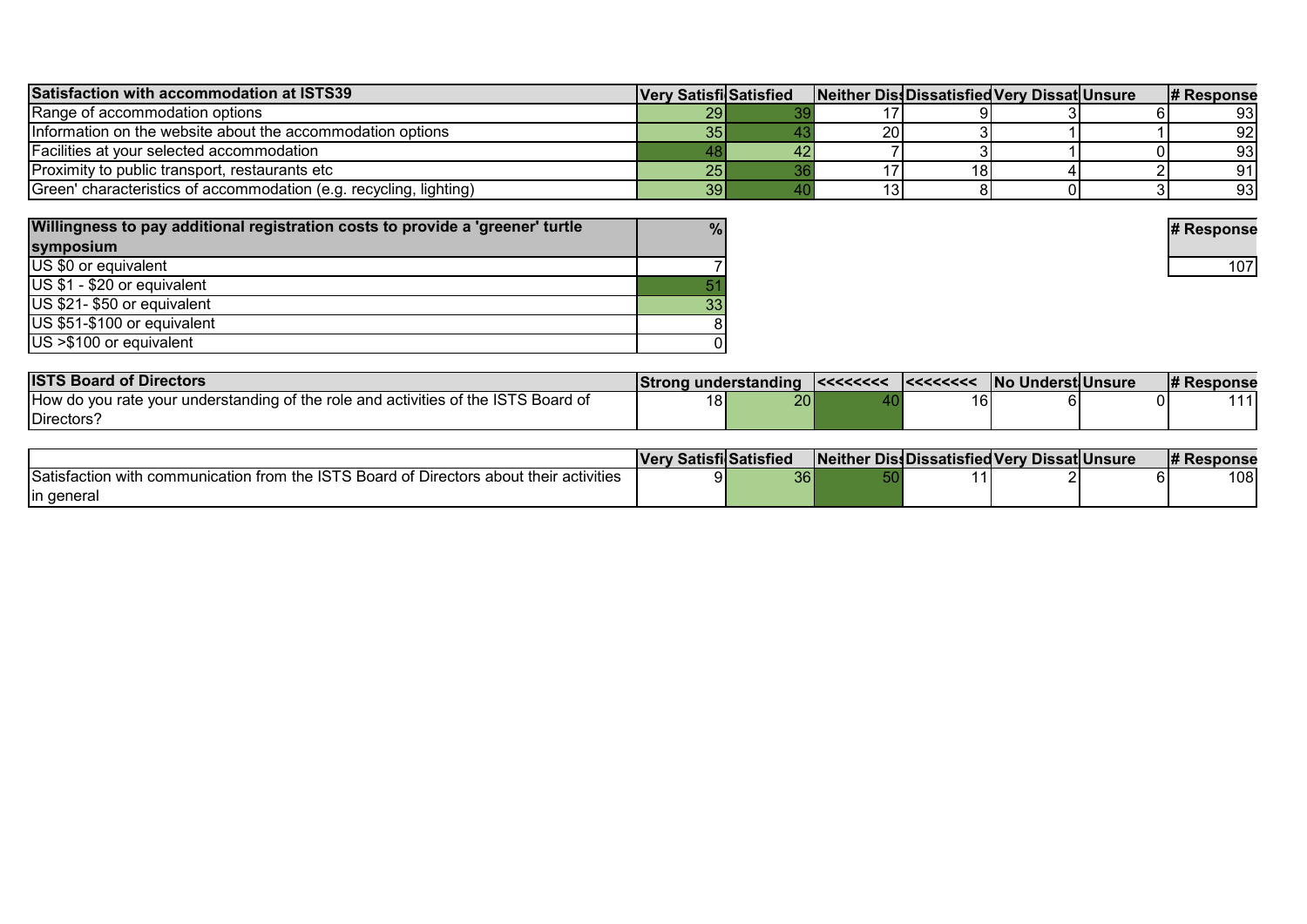| Satisfaction with accommodation at ISTS39 | Very Satisfi | Satisfied | Neither Diss | Dissatisfied | Very Dissat | Unsure | # Response |
|---|---|---|---|---|---|---|---|
| Range of accommodation options | 29 | 39 | 17 | 9 | 3 | 6 | 93 |
| Information on the website about the accommodation options | 35 | 43 | 20 | 3 | 1 | 1 | 92 |
| Facilities at your selected accommodation | 48 | 42 | 7 | 3 | 1 | 0 | 93 |
| Proximity to public transport, restaurants etc | 25 | 36 | 17 | 18 | 4 | 2 | 91 |
| Green' characteristics of accommodation (e.g. recycling, lighting) | 39 | 40 | 13 | 8 | 0 | 3 | 93 |

| Willingness to pay additional registration costs to provide a 'greener' turtle symposium | % | # Response |
|---|---|---|
| US $0 or equivalent | 7 | 107 |
| US $1 - $20 or equivalent | 51 | |
| US $21- $50 or equivalent | 33 | |
| US $51-$100 or equivalent | 8 | |
| US >$100 or equivalent | 0 | |

| ISTS Board of Directors | Strong understanding | | <<<<<<<< | <<<<<<<< | No Underst | Unsure | # Response |
|---|---|---|---|---|---|---|---|
| How do you rate your understanding of the role and activities of the ISTS Board of Directors? | 18 | 20 | 40 | 16 | 6 | 0 | 111 |

| | Very Satisfi | Satisfied | Neither Diss | Dissatisfied | Very Dissat | Unsure | # Response |
|---|---|---|---|---|---|---|---|
| Satisfaction with communication from the ISTS Board of Directors about their activities in general | 9 | 36 | 50 | 11 | 2 | 6 | 108 |